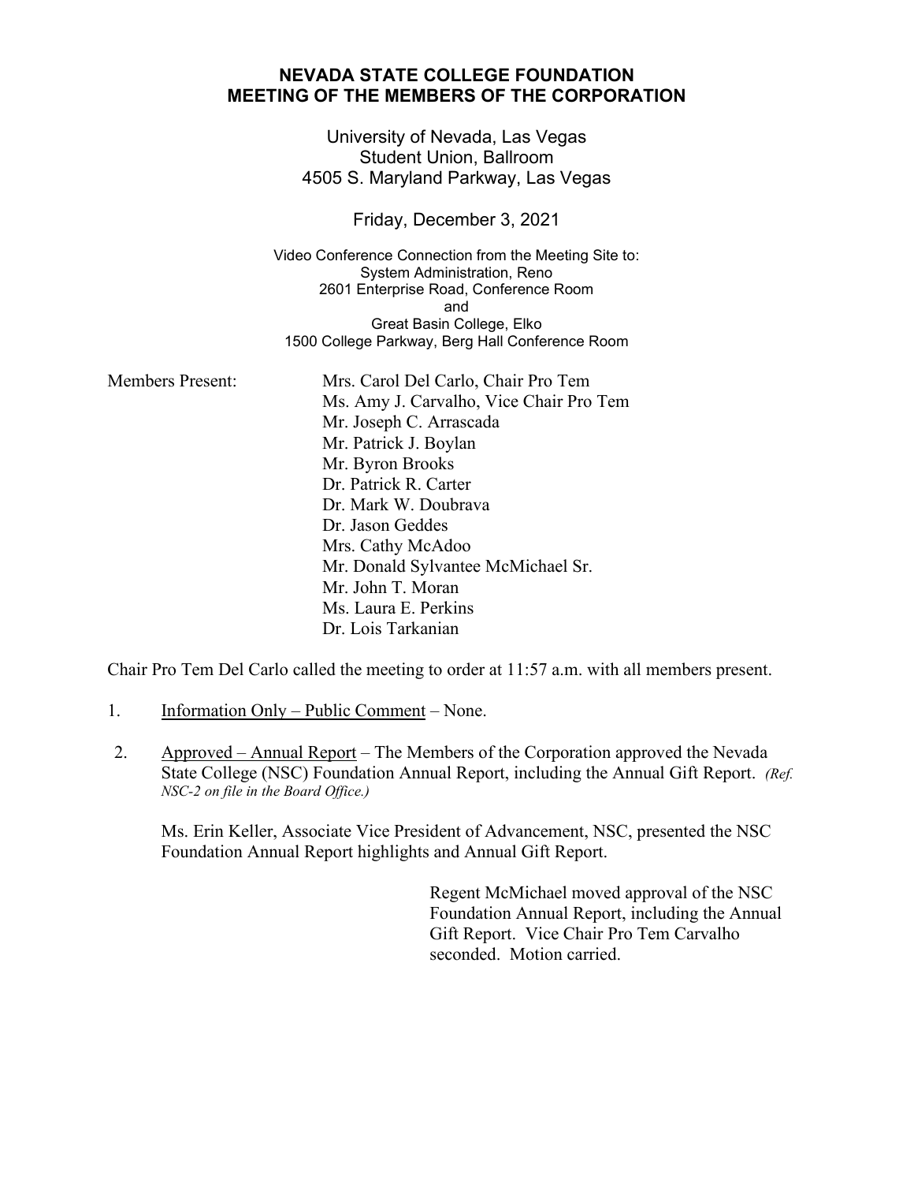# NEVADA STATE COLLEGE FOUNDATION
# MEETING OF THE MEMBERS OF THE CORPORATION

University of Nevada, Las Vegas
Student Union, Ballroom
4505 S. Maryland Parkway, Las Vegas

Friday, December 3, 2021

Video Conference Connection from the Meeting Site to:
System Administration, Reno
2601 Enterprise Road, Conference Room
and
Great Basin College, Elko
1500 College Parkway, Berg Hall Conference Room

Members Present:
- Mrs. Carol Del Carlo, Chair Pro Tem
- Ms. Amy J. Carvalho, Vice Chair Pro Tem
- Mr. Joseph C. Arrascada
- Mr. Patrick J. Boylan
- Mr. Byron Brooks
- Dr. Patrick R. Carter
- Dr. Mark W. Doubrava
- Dr. Jason Geddes
- Mrs. Cathy McAdoo
- Mr. Donald Sylvantee McMichael Sr.
- Mr. John T. Moran
- Ms. Laura E. Perkins
- Dr. Lois Tarkanian

Chair Pro Tem Del Carlo called the meeting to order at 11:57 a.m. with all members present.

1. Information Only – Public Comment – None.

2. Approved – Annual Report – The Members of the Corporation approved the Nevada State College (NSC) Foundation Annual Report, including the Annual Gift Report. *(Ref. NSC-2 on file in the Board Office.)*

   Ms. Erin Keller, Associate Vice President of Advancement, NSC, presented the NSC Foundation Annual Report highlights and Annual Gift Report.

   Regent McMichael moved approval of the NSC Foundation Annual Report, including the Annual Gift Report. Vice Chair Pro Tem Carvalho seconded. Motion carried.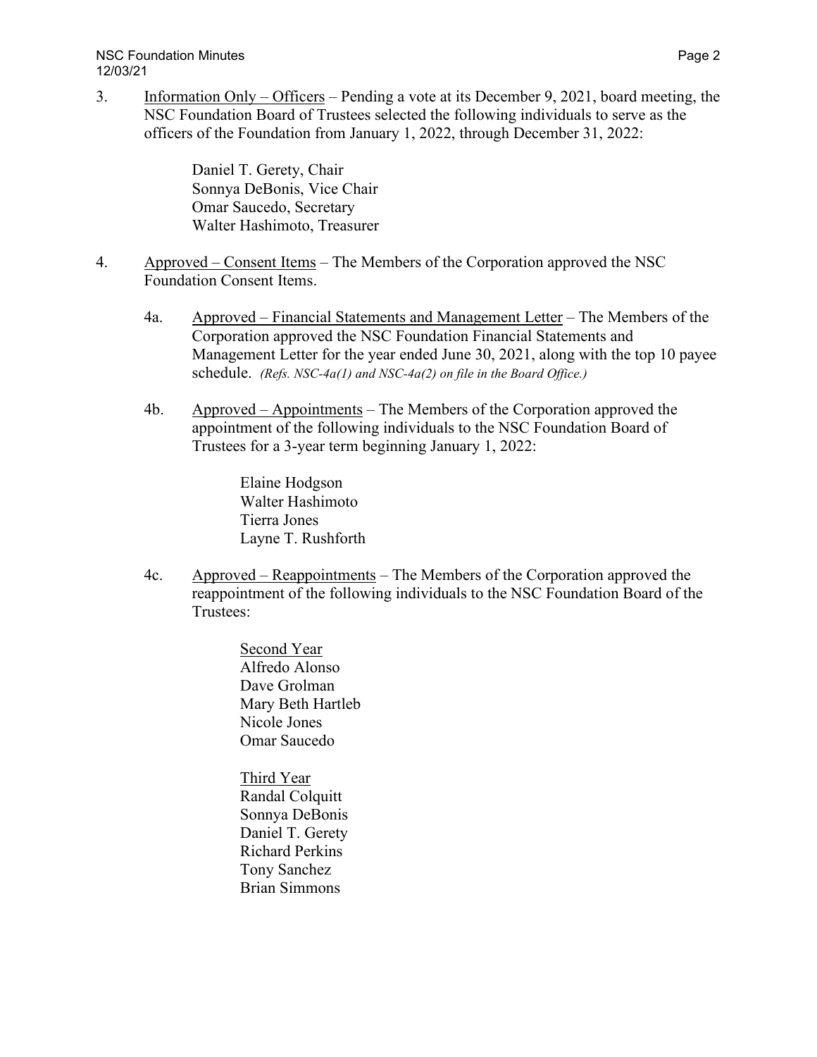3. Information Only – Officers – Pending a vote at its December 9, 2021, board meeting, the NSC Foundation Board of Trustees selected the following individuals to serve as the officers of the Foundation from January 1, 2022, through December 31, 2022:

   Daniel T. Gerety, Chair
   Sonnya DeBonis, Vice Chair
   Omar Saucedo, Secretary
   Walter Hashimoto, Treasurer

4. Approved – Consent Items – The Members of the Corporation approved the NSC Foundation Consent Items.

   4a. Approved – Financial Statements and Management Letter – The Members of the Corporation approved the NSC Foundation Financial Statements and Management Letter for the year ended June 30, 2021, along with the top 10 payee schedule. *(Refs. NSC-4a(1) and NSC-4a(2) on file in the Board Office.)*

   4b. Approved – Appointments – The Members of the Corporation approved the appointment of the following individuals to the NSC Foundation Board of Trustees for a 3-year term beginning January 1, 2022:

      Elaine Hodgson
      Walter Hashimoto
      Tierra Jones
      Layne T. Rushforth

   4c. Approved – Reappointments – The Members of the Corporation approved the reappointment of the following individuals to the NSC Foundation Board of the Trustees:

      Second Year
      Alfredo Alonso
      Dave Grolman
      Mary Beth Hartleb
      Nicole Jones
      Omar Saucedo

      Third Year
      Randal Colquitt
      Sonnya DeBonis
      Daniel T. Gerety
      Richard Perkins
      Tony Sanchez
      Brian Simmons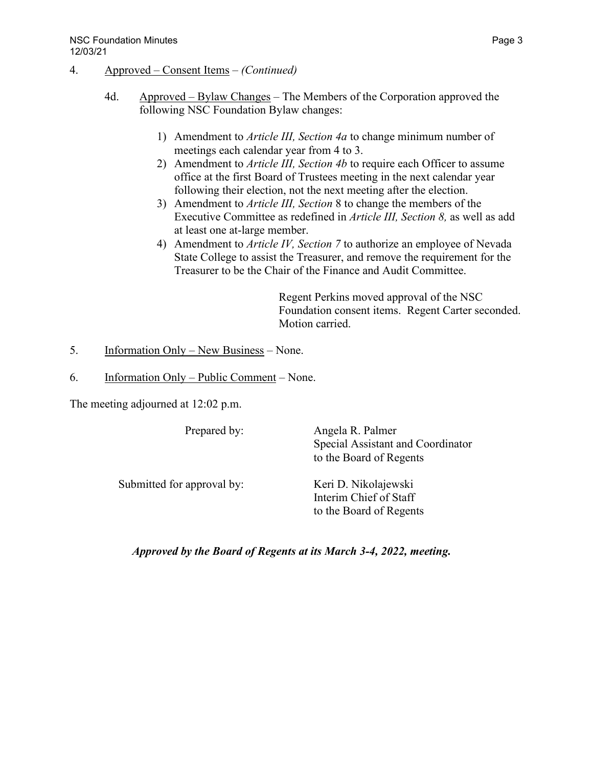4. Approved – Consent Items – *(Continued)*

   4d. Approved – Bylaw Changes – The Members of the Corporation approved the following NSC Foundation Bylaw changes:

   1) Amendment to *Article III, Section 4a* to change minimum number of meetings each calendar year from 4 to 3.
   2) Amendment to *Article III, Section 4b* to require each Officer to assume office at the first Board of Trustees meeting in the next calendar year following their election, not the next meeting after the election.
   3) Amendment to *Article III, Section* 8 to change the members of the Executive Committee as redefined in *Article III, Section 8,* as well as add at least one at-large member.
   4) Amendment to *Article IV, Section 7* to authorize an employee of Nevada State College to assist the Treasurer, and remove the requirement for the Treasurer to be the Chair of the Finance and Audit Committee.

   Regent Perkins moved approval of the NSC Foundation consent items. Regent Carter seconded. Motion carried.

5. Information Only – New Business – None.

6. Information Only – Public Comment – None.

The meeting adjourned at 12:02 p.m.

Prepared by: Angela R. Palmer
Special Assistant and Coordinator
to the Board of Regents

Submitted for approval by: Keri D. Nikolajewski
Interim Chief of Staff
to the Board of Regents

***Approved by the Board of Regents at its March 3-4, 2022, meeting.***